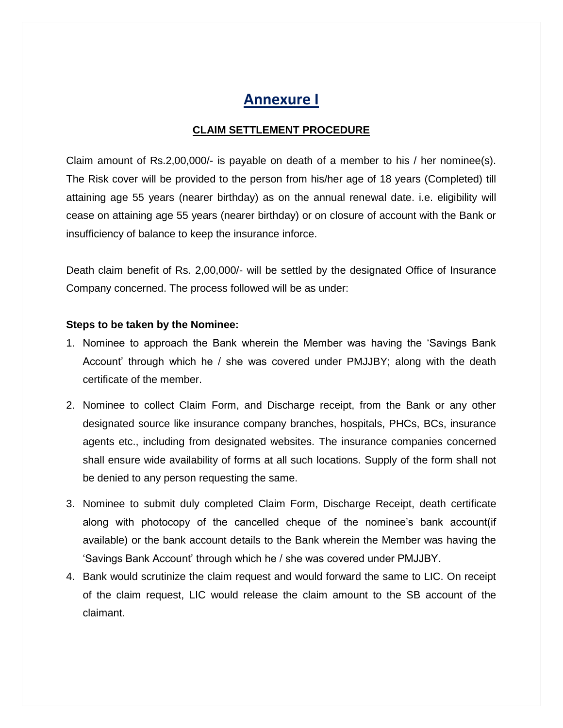# Annexure I

## CLAIM SETTLEMENT PROCEDURE

Claim amount of Rs.2,00,000/- is payable on death of a member to his / her nominee(s). The Risk cover will be provided to the person from his/her age of 18 years (Completed) till attaining age 55 years (nearer birthday) as on the annual renewal date. i.e. eligibility will cease on attaining age 55 years (nearer birthday) or on closure of account with the Bank or insufficiency of balance to keep the insurance inforce.

Death claim benefit of Rs. 2,00,000/- will be settled by the designated Office of Insurance Company concerned. The process followed will be as under:

**Steps to be taken by the Nominee:**

1. Nominee to approach the Bank wherein the Member was having the 'Savings Bank Account' through which he / she was covered under PMJJBY; along with the death certificate of the member.
2. Nominee to collect Claim Form, and Discharge receipt, from the Bank or any other designated source like insurance company branches, hospitals, PHCs, BCs, insurance agents etc., including from designated websites. The insurance companies concerned shall ensure wide availability of forms at all such locations. Supply of the form shall not be denied to any person requesting the same.
3. Nominee to submit duly completed Claim Form, Discharge Receipt, death certificate along with photocopy of the cancelled cheque of the nominee's bank account(if available) or the bank account details to the Bank wherein the Member was having the 'Savings Bank Account' through which he / she was covered under PMJJBY.
4. Bank would scrutinize the claim request and would forward the same to LIC. On receipt of the claim request, LIC would release the claim amount to the SB account of the claimant.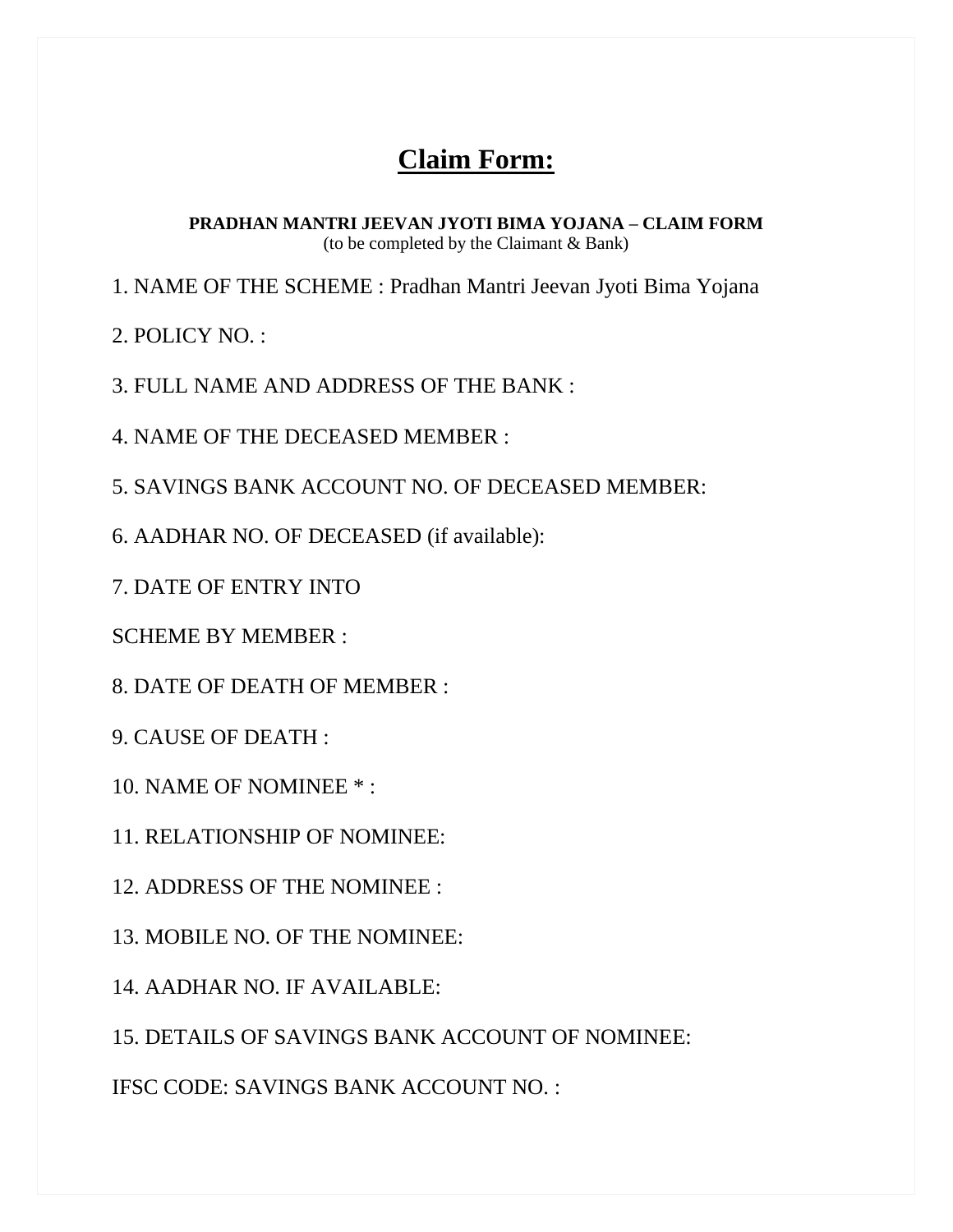# Claim Form:

**PRADHAN MANTRI JEEVAN JYOTI BIMA YOJANA – CLAIM FORM**
(to be completed by the Claimant & Bank)

1. NAME OF THE SCHEME : Pradhan Mantri Jeevan Jyoti Bima Yojana

2. POLICY NO. :

3. FULL NAME AND ADDRESS OF THE BANK :

4. NAME OF THE DECEASED MEMBER :

5. SAVINGS BANK ACCOUNT NO. OF DECEASED MEMBER:

6. AADHAR NO. OF DECEASED (if available):

7. DATE OF ENTRY INTO

SCHEME BY MEMBER :

8. DATE OF DEATH OF MEMBER :

9. CAUSE OF DEATH :

10. NAME OF NOMINEE * :

11. RELATIONSHIP OF NOMINEE:

12. ADDRESS OF THE NOMINEE :

13. MOBILE NO. OF THE NOMINEE:

14. AADHAR NO. IF AVAILABLE:

15. DETAILS OF SAVINGS BANK ACCOUNT OF NOMINEE:

IFSC CODE: SAVINGS BANK ACCOUNT NO. :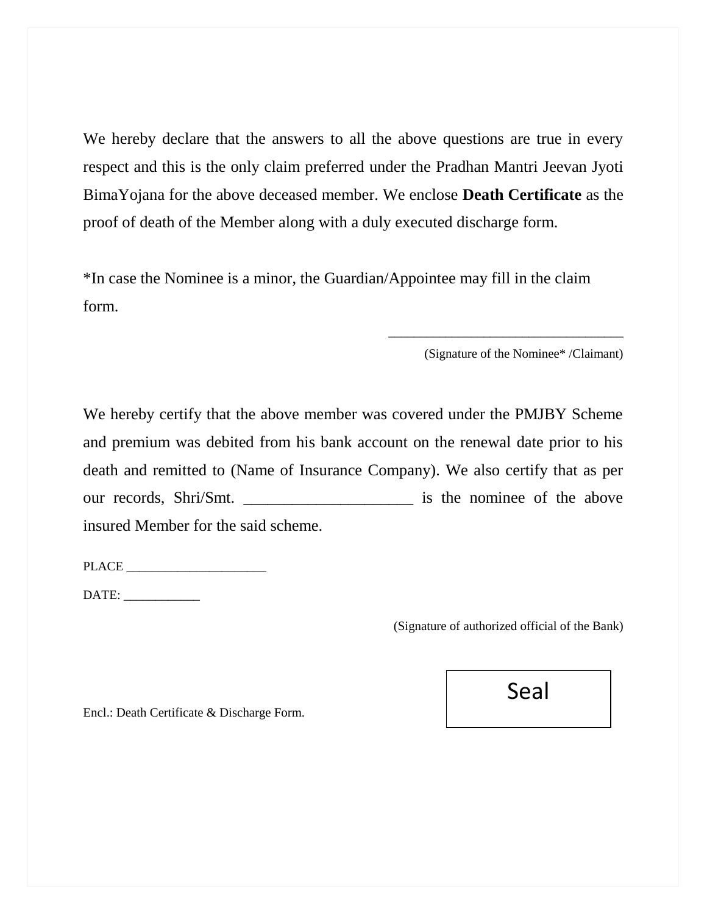We hereby declare that the answers to all the above questions are true in every respect and this is the only claim preferred under the Pradhan Mantri Jeevan Jyoti BimaYojana for the above deceased member. We enclose **Death Certificate** as the proof of death of the Member along with a duly executed discharge form.

*In case the Nominee is a minor, the Guardian/Appointee may fill in the claim form.

___________________________________
(Signature of the Nominee* /Claimant)

We hereby certify that the above member was covered under the PMJBY Scheme and premium was debited from his bank account on the renewal date prior to his death and remitted to (Name of Insurance Company). We also certify that as per our records, Shri/Smt. _____________________ is the nominee of the above insured Member for the said scheme.

PLACE _____________________

DATE: ____________

(Signature of authorized official of the Bank)

Seal

Encl.: Death Certificate & Discharge Form.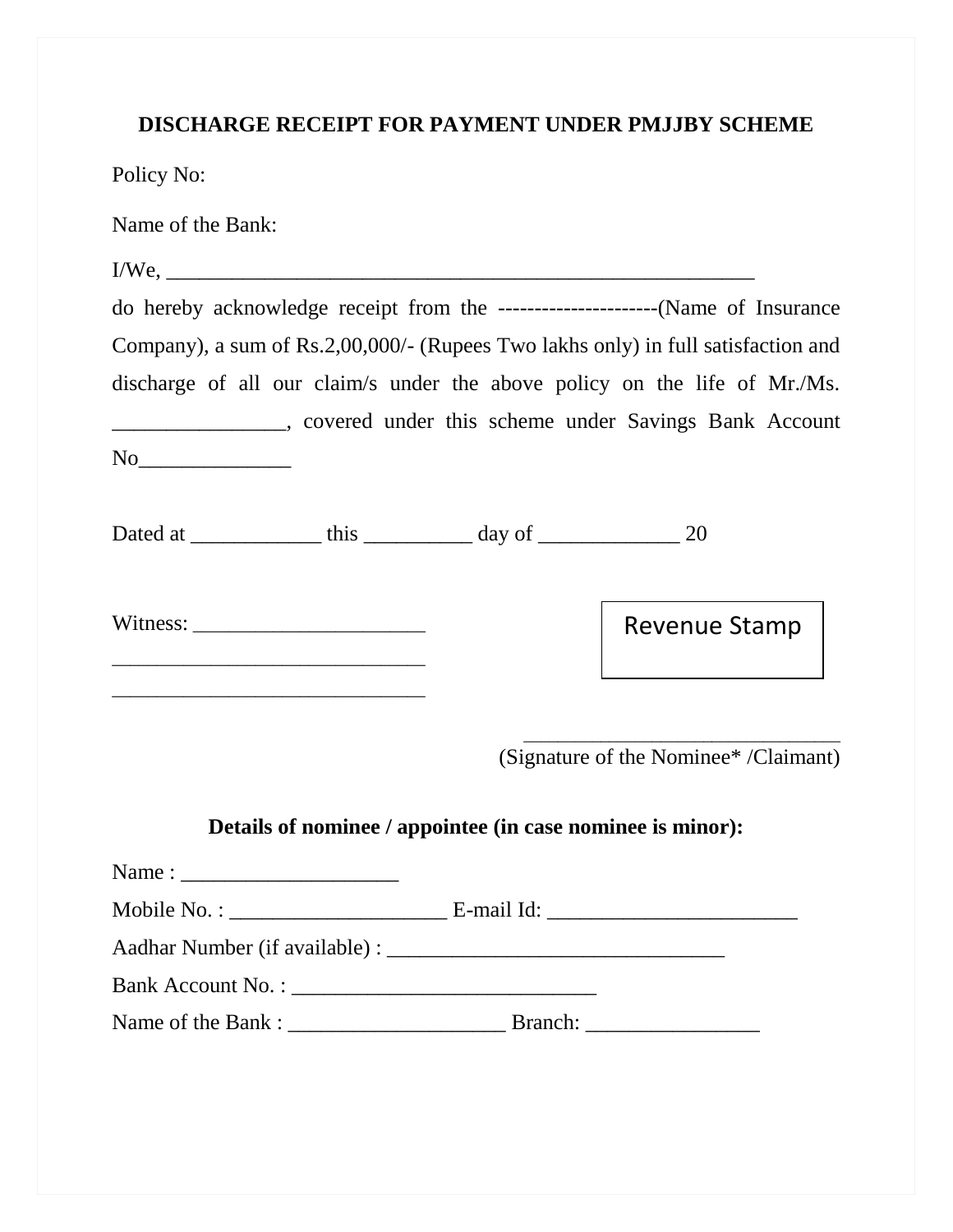## DISCHARGE RECEIPT FOR PAYMENT UNDER PMJJBY SCHEME

Policy No:

Name of the Bank:

I/We, ___________________________________________________________

do hereby acknowledge receipt from the ----------------------(Name of Insurance Company), a sum of Rs.2,00,000/- (Rupees Two lakhs only) in full satisfaction and discharge of all our claim/s under the above policy on the life of Mr./Ms. ________________, covered under this scheme under Savings Bank Account No______________

Dated at ____________ this __________ day of _____________ 20

Witness: ______________________

______________________________

______________________________

Revenue Stamp

______________________________

(Signature of the Nominee* /Claimant)

**Details of nominee / appointee (in case nominee is minor):**

Name : ____________________

Mobile No. : ____________________ E-mail Id: _______________________

Aadhar Number (if available) : _______________________________

Bank Account No. : ____________________________

Name of the Bank : ____________________ Branch: ________________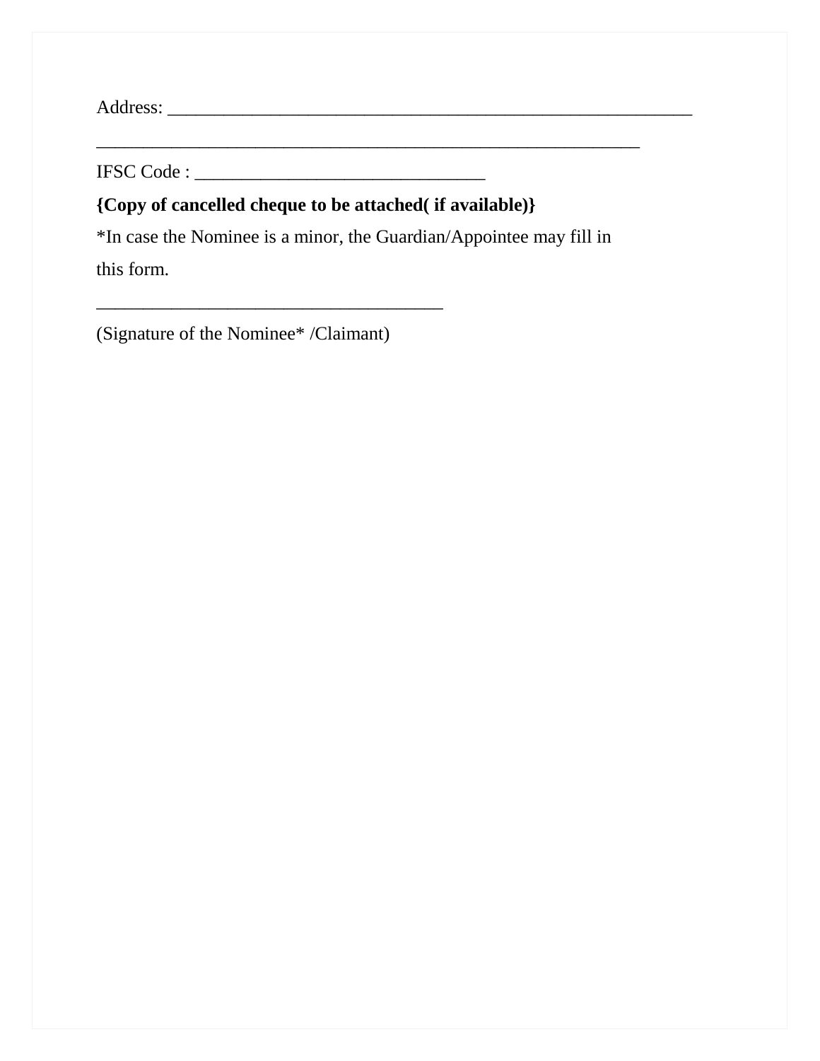Address: ___________________________________________________________

_______________________________________________________________

IFSC Code : _________________________________

**{Copy of cancelled cheque to be attached( if available)}**

*In case the Nominee is a minor, the Guardian/Appointee may fill in this form.

________________________________________

(Signature of the Nominee* /Claimant)